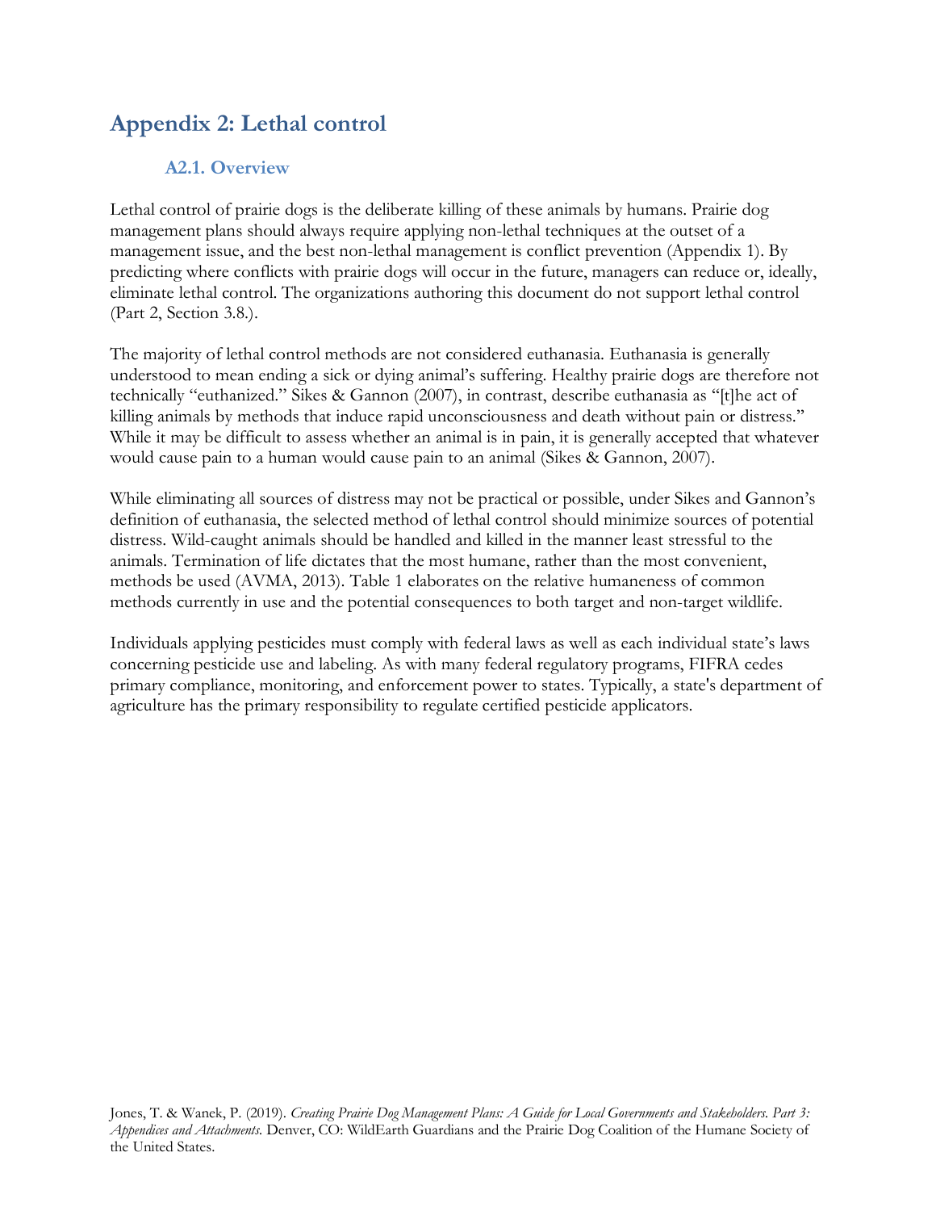# Appendix 2: Lethal control

## A2.1. Overview

Lethal control of prairie dogs is the deliberate killing of these animals by humans. Prairie dog management plans should always require applying non-lethal techniques at the outset of a management issue, and the best non-lethal management is conflict prevention (Appendix 1). By predicting where conflicts with prairie dogs will occur in the future, managers can reduce or, ideally, eliminate lethal control. The organizations authoring this document do not support lethal control (Part 2, Section 3.8.).

The majority of lethal control methods are not considered euthanasia. Euthanasia is generally understood to mean ending a sick or dying animal's suffering. Healthy prairie dogs are therefore not technically "euthanized." Sikes & Gannon (2007), in contrast, describe euthanasia as "[t]he act of killing animals by methods that induce rapid unconsciousness and death without pain or distress." While it may be difficult to assess whether an animal is in pain, it is generally accepted that whatever would cause pain to a human would cause pain to an animal (Sikes & Gannon, 2007).

While eliminating all sources of distress may not be practical or possible, under Sikes and Gannon's definition of euthanasia, the selected method of lethal control should minimize sources of potential distress. Wild-caught animals should be handled and killed in the manner least stressful to the animals. Termination of life dictates that the most humane, rather than the most convenient, methods be used (AVMA, 2013). Table 1 elaborates on the relative humaneness of common methods currently in use and the potential consequences to both target and non-target wildlife.

Individuals applying pesticides must comply with federal laws as well as each individual state's laws concerning pesticide use and labeling. As with many federal regulatory programs, FIFRA cedes primary compliance, monitoring, and enforcement power to states. Typically, a state's department of agriculture has the primary responsibility to regulate certified pesticide applicators.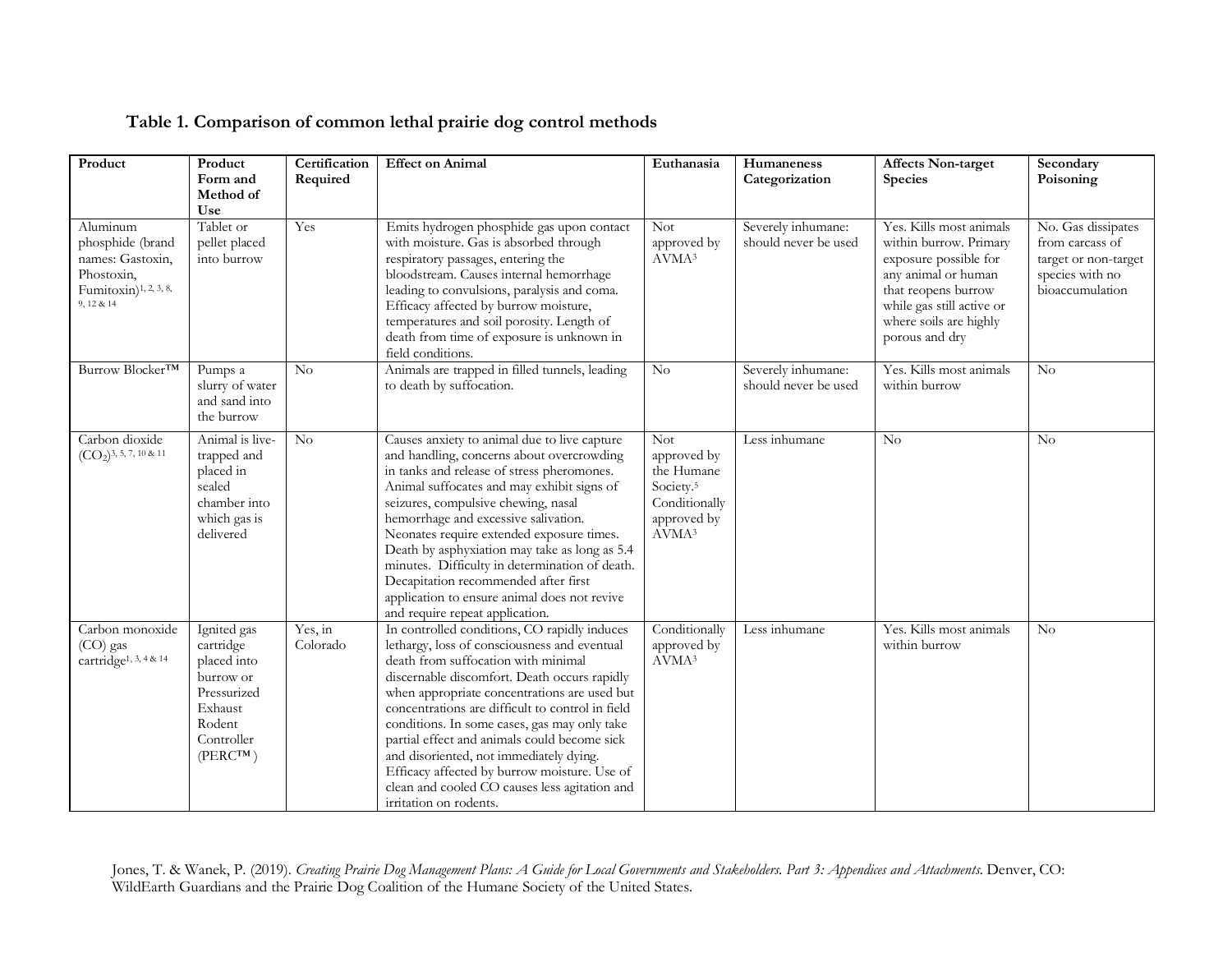**Table 1. Comparison of common lethal prairie dog control methods**

| Product | Product Form and Method of Use | Certification Required | Effect on Animal | Euthanasia | Humaneness Categorization | Affects Non-target Species | Secondary Poisoning |
|---|---|---|---|---|---|---|---|
| Aluminum phosphide (brand names: Gastoxin, Phostoxin, Fumitoxin)[1, 2, 3, 8, 9, 12 & 14] | Tablet or pellet placed into burrow | Yes | Emits hydrogen phosphide gas upon contact with moisture. Gas is absorbed through respiratory passages, entering the bloodstream. Causes internal hemorrhage leading to convulsions, paralysis and coma. Efficacy affected by burrow moisture, temperatures and soil porosity. Length of death from time of exposure is unknown in field conditions. | Not approved by AVMA[3] | Severely inhumane: should never be used | Yes. Kills most animals within burrow. Primary exposure possible for any animal or human that reopens burrow while gas still active or where soils are highly porous and dry | No. Gas dissipates from carcass of target or non-target species with no bioaccumulation |
| Burrow Blocker™ | Pumps a slurry of water and sand into the burrow | No | Animals are trapped in filled tunnels, leading to death by suffocation. | No | Severely inhumane: should never be used | Yes. Kills most animals within burrow | No |
| Carbon dioxide ($CO_2$)[3, 5, 7, 10 & 11] | Animal is live-trapped and placed in sealed chamber into which gas is delivered | No | Causes anxiety to animal due to live capture and handling, concerns about overcrowding in tanks and release of stress pheromones. Animal suffocates and may exhibit signs of seizures, compulsive chewing, nasal hemorrhage and excessive salivation. Neonates require extended exposure times. Death by asphyxiation may take as long as 5.4 minutes. Difficulty in determination of death. Decapitation recommended after first application to ensure animal does not revive and require repeat application. | Not approved by the Humane Society.[5] Conditionally approved by AVMA[3] | Less inhumane | No | No |
| Carbon monoxide (CO) gas cartridge[1, 3, 4 & 14] | Ignited gas cartridge placed into burrow or Pressurized Exhaust Rodent Controller (PERC™) | Yes, in Colorado | In controlled conditions, CO rapidly induces lethargy, loss of consciousness and eventual death from suffocation with minimal discernable discomfort. Death occurs rapidly when appropriate concentrations are used but concentrations are difficult to control in field conditions. In some cases, gas may only take partial effect and animals could become sick and disoriented, not immediately dying. Efficacy affected by burrow moisture. Use of clean and cooled CO causes less agitation and irritation on rodents. | Conditionally approved by AVMA[3] | Less inhumane | Yes. Kills most animals within burrow | No |

Jones, T. & Wanek, P. (2019). *Creating Prairie Dog Management Plans: A Guide for Local Governments and Stakeholders. Part 3: Appendices and Attachments*. Denver, CO: WildEarth Guardians and the Prairie Dog Coalition of the Humane Society of the United States.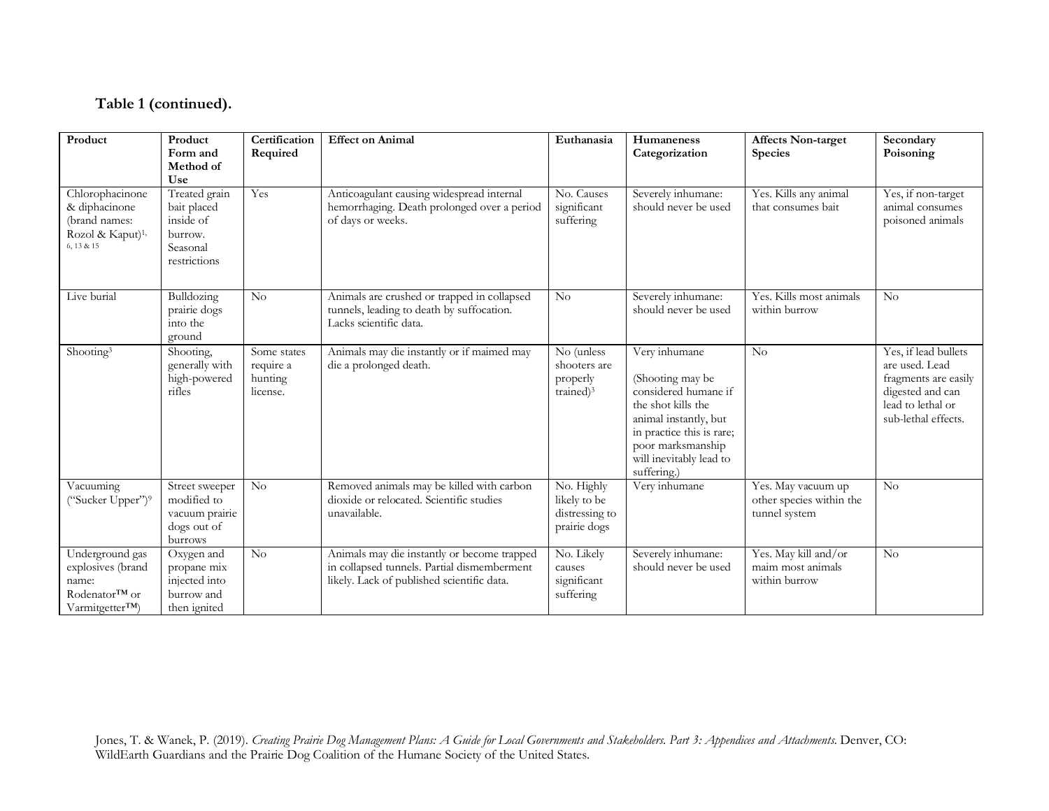**Table 1 (continued).**

| Product | Product Form and Method of Use | Certification Required | Effect on Animal | Euthanasia | Humaneness Categorization | Affects Non-target Species | Secondary Poisoning |
|---|---|---|---|---|---|---|---|
| Chlorophacinone & diphacinone (brand names: Rozol & Kaput)[1, 6, 13 & 15] | Treated grain bait placed inside of burrow. Seasonal restrictions | Yes | Anticoagulant causing widespread internal hemorrhaging. Death prolonged over a period of days or weeks. | No. Causes significant suffering | Severely inhumane: should never be used | Yes. Kills any animal that consumes bait | Yes, if non-target animal consumes poisoned animals |
| Live burial | Bulldozing prairie dogs into the ground | No | Animals are crushed or trapped in collapsed tunnels, leading to death by suffocation. Lacks scientific data. | No | Severely inhumane: should never be used | Yes. Kills most animals within burrow | No |
| Shooting[3] | Shooting, generally with high-powered rifles | Some states require a hunting license. | Animals may die instantly or if maimed may die a prolonged death. | No (unless shooters are properly trained)[3] | Very inhumane<br><br>(Shooting may be considered humane if the shot kills the animal instantly, but in practice this is rare; poor marksmanship will inevitably lead to suffering.) | No | Yes, if lead bullets are used. Lead fragments are easily digested and can lead to lethal or sub-lethal effects. |
| Vacuuming ("Sucker Upper")[9] | Street sweeper modified to vacuum prairie dogs out of burrows | No | Removed animals may be killed with carbon dioxide or relocated. Scientific studies unavailable. | No. Highly likely to be distressing to prairie dogs | Very inhumane | Yes. May vacuum up other species within the tunnel system | No |
| Underground gas explosives (brand name: Rodenator™ or Varmitgetter™) | Oxygen and propane mix injected into burrow and then ignited | No | Animals may die instantly or become trapped in collapsed tunnels. Partial dismemberment likely. Lack of published scientific data. | No. Likely causes significant suffering | Severely inhumane: should never be used | Yes. May kill and/or maim most animals within burrow | No |

Jones, T. & Wanek, P. (2019). *Creating Prairie Dog Management Plans: A Guide for Local Governments and Stakeholders. Part 3: Appendices and Attachments*. Denver, CO: WildEarth Guardians and the Prairie Dog Coalition of the Humane Society of the United States.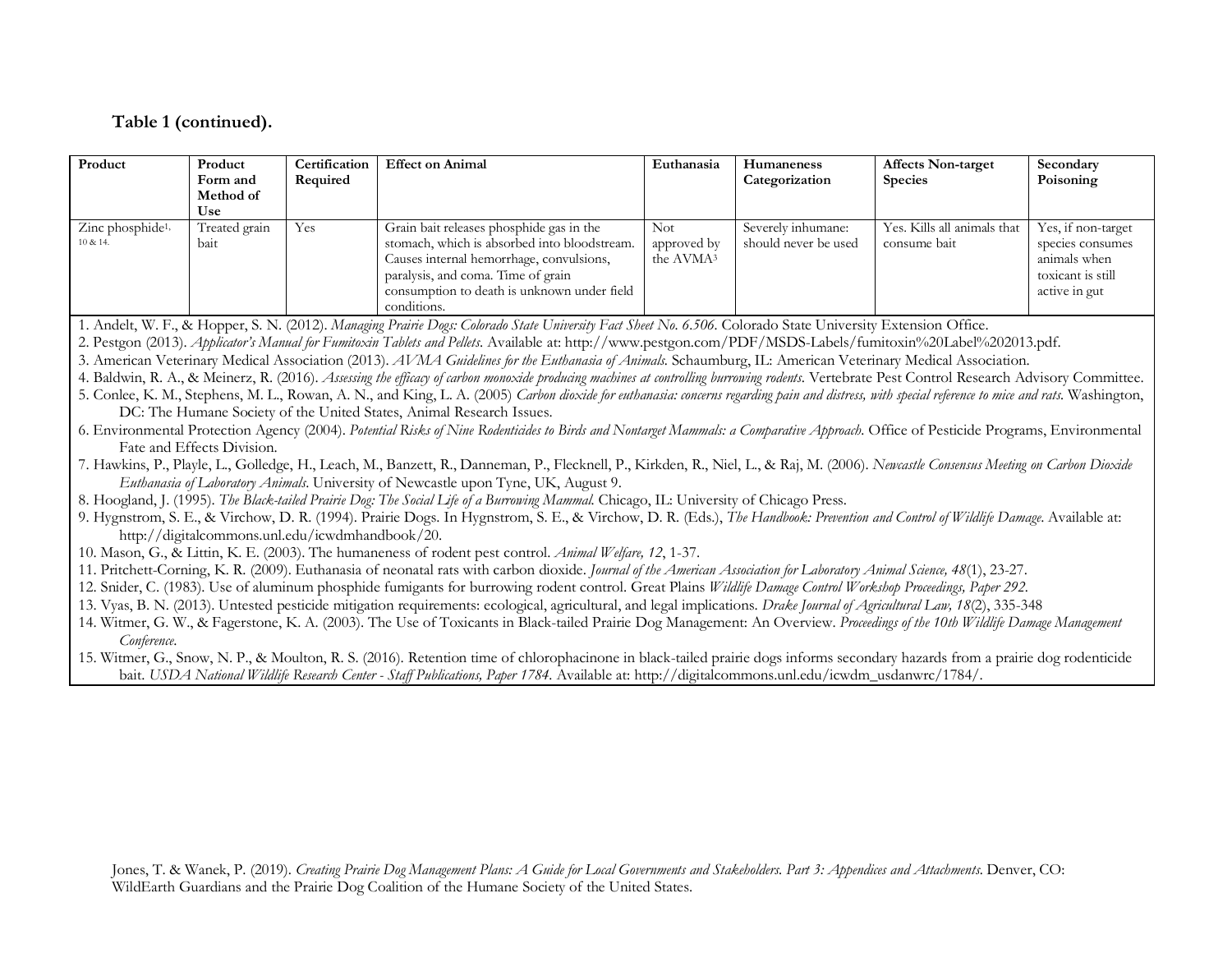**Table 1 (continued).**

| Product | Product Form and Method of Use | Certification Required | Effect on Animal | Euthanasia | Humaneness Categorization | Affects Non-target Species | Secondary Poisoning |
|---|---|---|---|---|---|---|---|
| Zinc phosphide[1, 10 & 14.] | Treated grain bait | Yes | Grain bait releases phosphide gas in the stomach, which is absorbed into bloodstream. Causes internal hemorrhage, convulsions, paralysis, and coma. Time of grain consumption to death is unknown under field conditions. | Not approved by the AVMA[3] | Severely inhumane: should never be used | Yes. Kills all animals that consume bait | Yes, if non-target species consumes animals when toxicant is still active in gut |

1. Andelt, W. F., & Hopper, S. N. (2012). *Managing Prairie Dogs: Colorado State University Fact Sheet No. 6.506*. Colorado State University Extension Office.
2. Pestgon (2013). *Applicator's Manual for Fumitoxin Tablets and Pellets*. Available at: http://www.pestgon.com/PDF/MSDS-Labels/fumitoxin%20Label%202013.pdf.
3. American Veterinary Medical Association (2013). *AVMA Guidelines for the Euthanasia of Animals*. Schaumburg, IL: American Veterinary Medical Association.
4. Baldwin, R. A., & Meinerz, R. (2016). *Assessing the efficacy of carbon monoxide producing machines at controlling burrowing rodents*. Vertebrate Pest Control Research Advisory Committee.
5. Conlee, K. M., Stephens, M. L., Rowan, A. N., and King, L. A. (2005) *Carbon dioxide for euthanasia: concerns regarding pain and distress, with special reference to mice and rats*. Washington, DC: The Humane Society of the United States, Animal Research Issues.
6. Environmental Protection Agency (2004). *Potential Risks of Nine Rodenticides to Birds and Nontarget Mammals: a Comparative Approach*. Office of Pesticide Programs, Environmental Fate and Effects Division.
7. Hawkins, P., Playle, L., Golledge, H., Leach, M., Banzett, R., Danneman, P., Flecknell, P., Kirkden, R., Niel, L., & Raj, M. (2006). *Newcastle Consensus Meeting on Carbon Dioxide Euthanasia of Laboratory Animals*. University of Newcastle upon Tyne, UK, August 9.
8. Hoogland, J. (1995). *The Black-tailed Prairie Dog: The Social Life of a Burrowing Mammal.* Chicago, IL: University of Chicago Press.
9. Hygnstrom, S. E., & Virchow, D. R. (1994). Prairie Dogs. In Hygnstrom, S. E., & Virchow, D. R. (Eds.), *The Handbook: Prevention and Control of Wildlife Damage*. Available at: http://digitalcommons.unl.edu/icwdmhandbook/20.
10. Mason, G., & Littin, K. E. (2003). The humaneness of rodent pest control. *Animal Welfare, 12*, 1-37.
11. Pritchett-Corning, K. R. (2009). Euthanasia of neonatal rats with carbon dioxide. *Journal of the American Association for Laboratory Animal Science, 48*(1), 23-27.
12. Snider, C. (1983). Use of aluminum phosphide fumigants for burrowing rodent control. Great Plains *Wildlife Damage Control Workshop Proceedings, Paper 292*.
13. Vyas, B. N. (2013). Untested pesticide mitigation requirements: ecological, agricultural, and legal implications. *Drake Journal of Agricultural Law, 18*(2), 335-348
14. Witmer, G. W., & Fagerstone, K. A. (2003). The Use of Toxicants in Black-tailed Prairie Dog Management: An Overview. *Proceedings of the 10th Wildlife Damage Management Conference.*
15. Witmer, G., Snow, N. P., & Moulton, R. S. (2016). Retention time of chlorophacinone in black-tailed prairie dogs informs secondary hazards from a prairie dog rodenticide bait. *USDA National Wildlife Research Center - Staff Publications, Paper 1784*. Available at: http://digitalcommons.unl.edu/icwdm_usdanwrc/1784/.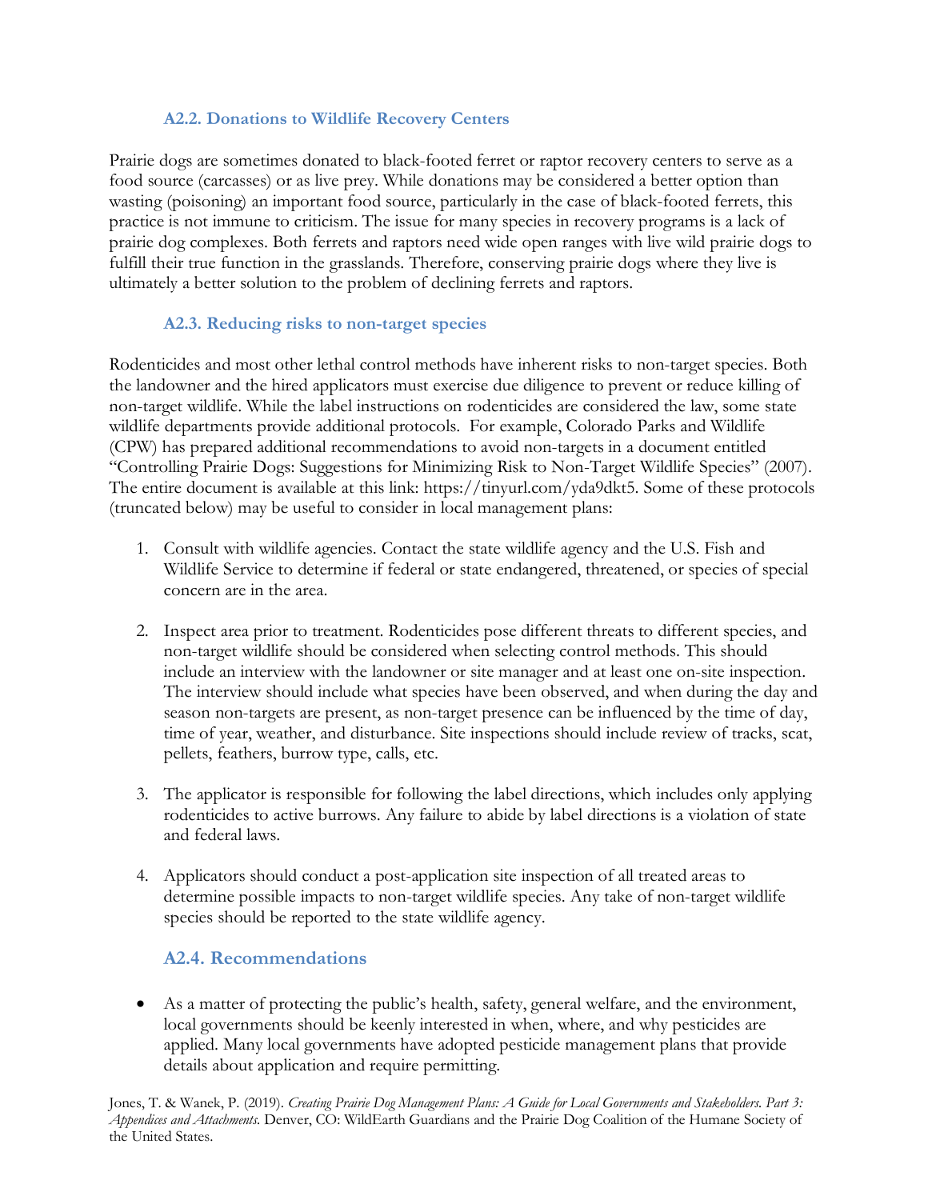### A2.2. Donations to Wildlife Recovery Centers

Prairie dogs are sometimes donated to black-footed ferret or raptor recovery centers to serve as a food source (carcasses) or as live prey. While donations may be considered a better option than wasting (poisoning) an important food source, particularly in the case of black-footed ferrets, this practice is not immune to criticism. The issue for many species in recovery programs is a lack of prairie dog complexes. Both ferrets and raptors need wide open ranges with live wild prairie dogs to fulfill their true function in the grasslands. Therefore, conserving prairie dogs where they live is ultimately a better solution to the problem of declining ferrets and raptors.

### A2.3. Reducing risks to non-target species

Rodenticides and most other lethal control methods have inherent risks to non-target species. Both the landowner and the hired applicators must exercise due diligence to prevent or reduce killing of non-target wildlife. While the label instructions on rodenticides are considered the law, some state wildlife departments provide additional protocols. For example, Colorado Parks and Wildlife (CPW) has prepared additional recommendations to avoid non-targets in a document entitled "Controlling Prairie Dogs: Suggestions for Minimizing Risk to Non-Target Wildlife Species" (2007). The entire document is available at this link: https://tinyurl.com/yda9dkt5. Some of these protocols (truncated below) may be useful to consider in local management plans:

1. Consult with wildlife agencies. Contact the state wildlife agency and the U.S. Fish and Wildlife Service to determine if federal or state endangered, threatened, or species of special concern are in the area.

2. Inspect area prior to treatment. Rodenticides pose different threats to different species, and non-target wildlife should be considered when selecting control methods. This should include an interview with the landowner or site manager and at least one on-site inspection. The interview should include what species have been observed, and when during the day and season non-targets are present, as non-target presence can be influenced by the time of day, time of year, weather, and disturbance. Site inspections should include review of tracks, scat, pellets, feathers, burrow type, calls, etc.

3. The applicator is responsible for following the label directions, which includes only applying rodenticides to active burrows. Any failure to abide by label directions is a violation of state and federal laws.

4. Applicators should conduct a post-application site inspection of all treated areas to determine possible impacts to non-target wildlife species. Any take of non-target wildlife species should be reported to the state wildlife agency.

### A2.4. Recommendations

- As a matter of protecting the public's health, safety, general welfare, and the environment, local governments should be keenly interested in when, where, and why pesticides are applied. Many local governments have adopted pesticide management plans that provide details about application and require permitting.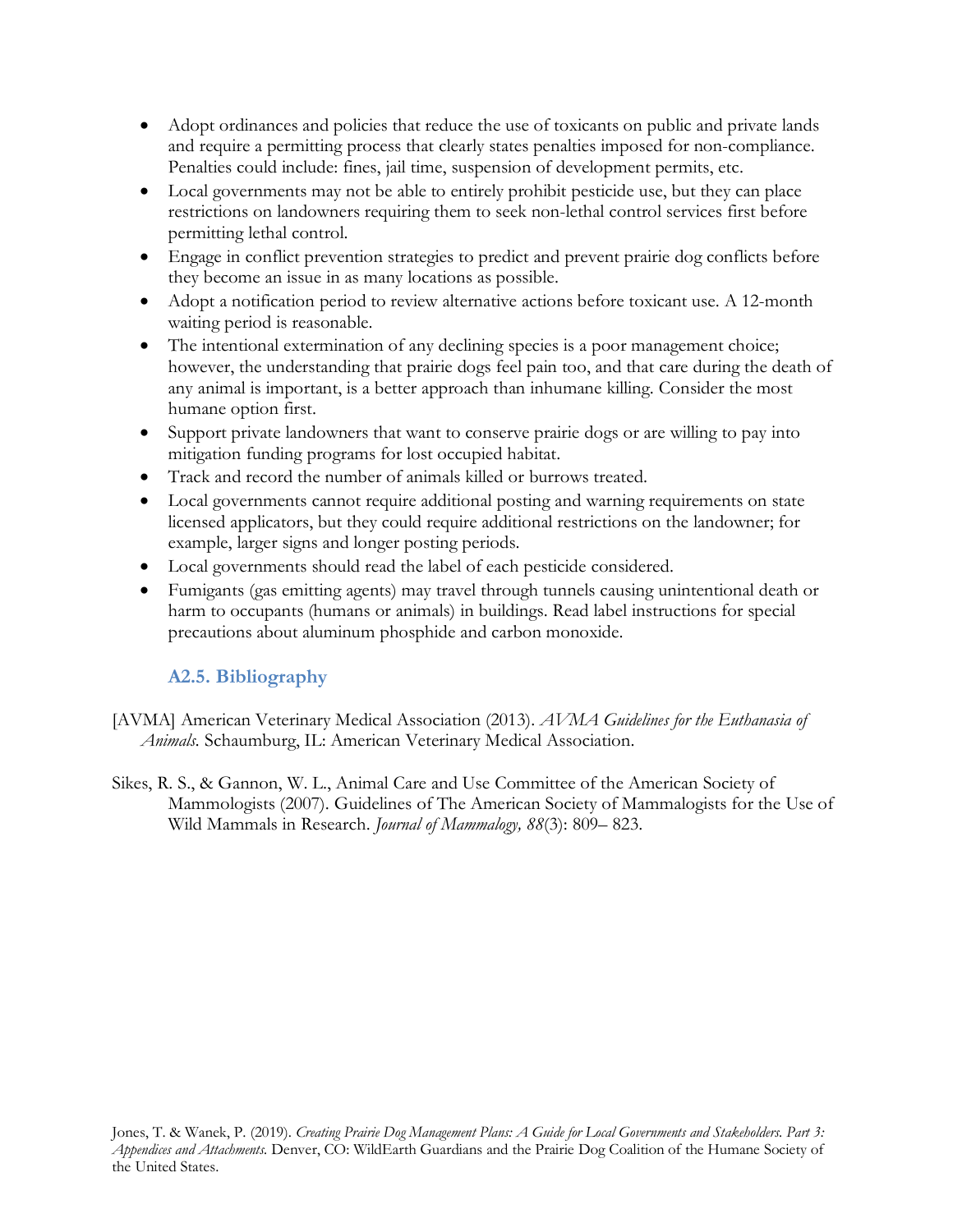- Adopt ordinances and policies that reduce the use of toxicants on public and private lands and require a permitting process that clearly states penalties imposed for non-compliance. Penalties could include: fines, jail time, suspension of development permits, etc.
- Local governments may not be able to entirely prohibit pesticide use, but they can place restrictions on landowners requiring them to seek non-lethal control services first before permitting lethal control.
- Engage in conflict prevention strategies to predict and prevent prairie dog conflicts before they become an issue in as many locations as possible.
- Adopt a notification period to review alternative actions before toxicant use. A 12-month waiting period is reasonable.
- The intentional extermination of any declining species is a poor management choice; however, the understanding that prairie dogs feel pain too, and that care during the death of any animal is important, is a better approach than inhumane killing. Consider the most humane option first.
- Support private landowners that want to conserve prairie dogs or are willing to pay into mitigation funding programs for lost occupied habitat.
- Track and record the number of animals killed or burrows treated.
- Local governments cannot require additional posting and warning requirements on state licensed applicators, but they could require additional restrictions on the landowner; for example, larger signs and longer posting periods.
- Local governments should read the label of each pesticide considered.
- Fumigants (gas emitting agents) may travel through tunnels causing unintentional death or harm to occupants (humans or animals) in buildings. Read label instructions for special precautions about aluminum phosphide and carbon monoxide.

### A2.5. Bibliography

[AVMA] American Veterinary Medical Association (2013). *AVMA Guidelines for the Euthanasia of Animals.* Schaumburg, IL: American Veterinary Medical Association.

Sikes, R. S., & Gannon, W. L., Animal Care and Use Committee of the American Society of Mammalogists (2007). Guidelines of The American Society of Mammalogists for the Use of Wild Mammals in Research. *Journal of Mammalogy, 88*(3): 809– 823.